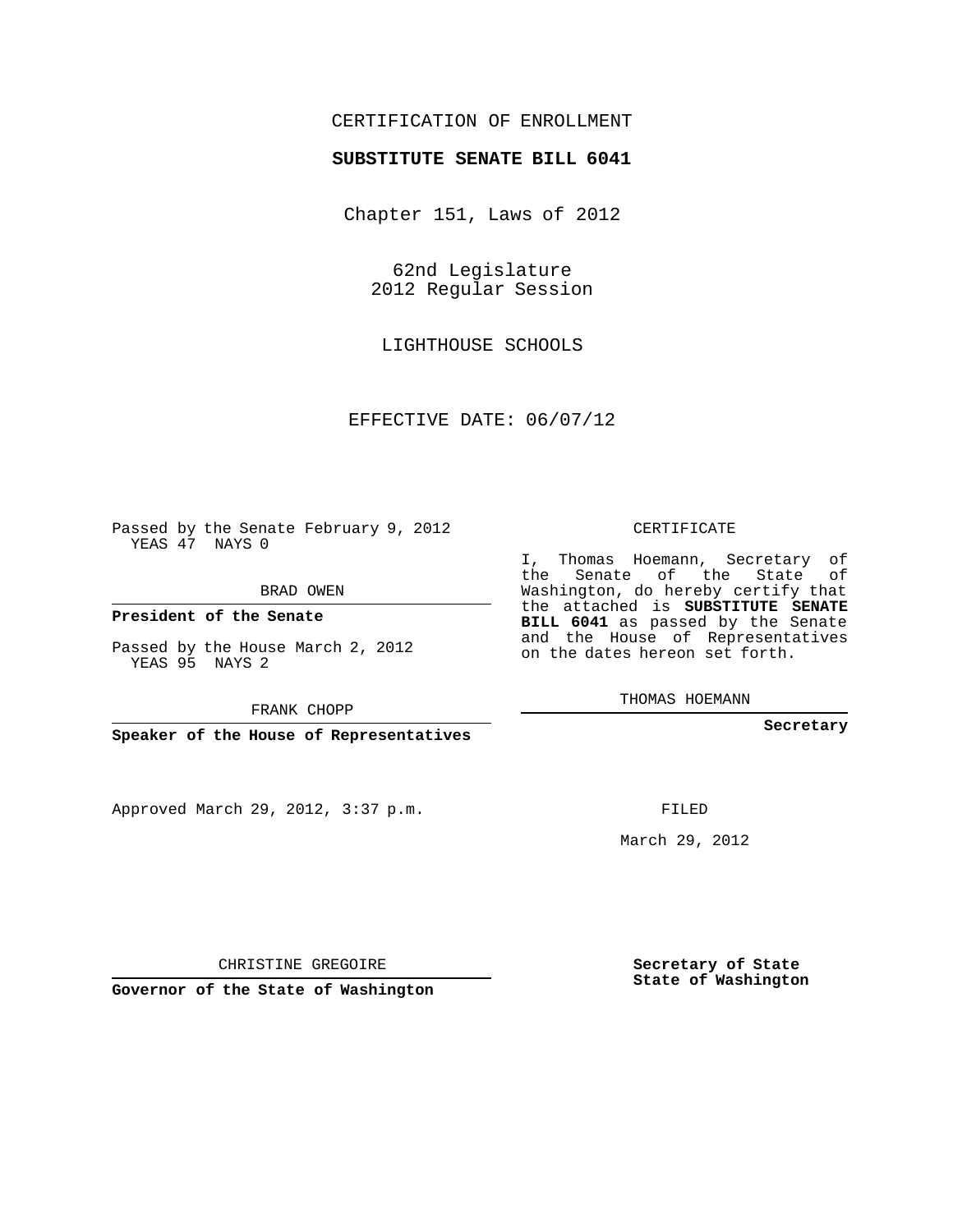CERTIFICATION OF ENROLLMENT

**SUBSTITUTE SENATE BILL 6041**

Chapter 151, Laws of 2012

62nd Legislature
2012 Regular Session

LIGHTHOUSE SCHOOLS

EFFECTIVE DATE: 06/07/12

Passed by the Senate February 9, 2012
YEAS 47 NAYS 0

BRAD OWEN

**President of the Senate**

Passed by the House March 2, 2012
YEAS 95 NAYS 2

FRANK CHOPP

**Speaker of the House of Representatives**

Approved March 29, 2012, 3:37 p.m.

CHRISTINE GREGOIRE

**Governor of the State of Washington**

CERTIFICATE

I, Thomas Hoemann, Secretary of the Senate of the State of Washington, do hereby certify that the attached is **SUBSTITUTE SENATE BILL 6041** as passed by the Senate and the House of Representatives on the dates hereon set forth.

THOMAS HOEMANN

**Secretary**

FILED

March 29, 2012

**Secretary of State**
**State of Washington**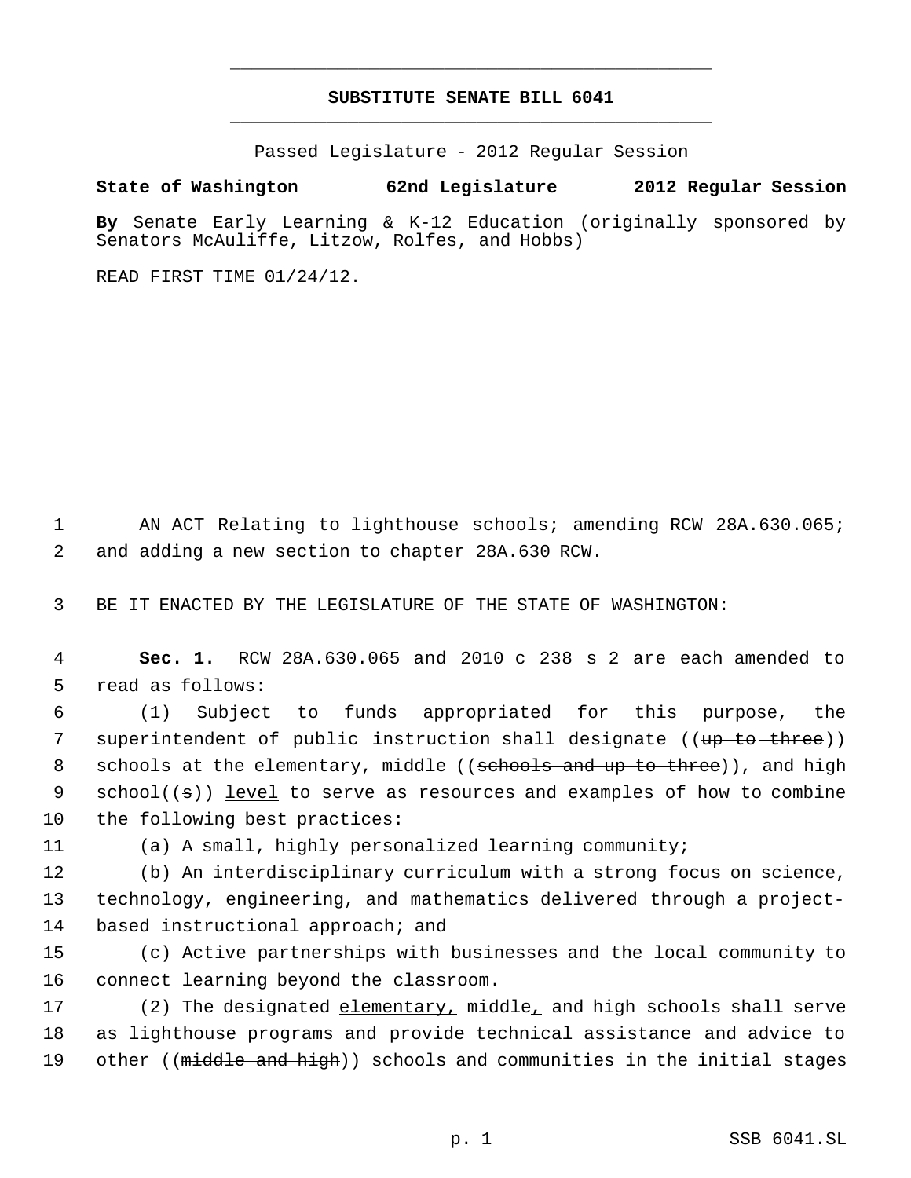# SUBSTITUTE SENATE BILL 6041

Passed Legislature - 2012 Regular Session

**State of Washington 62nd Legislature 2012 Regular Session**

**By** Senate Early Learning & K-12 Education (originally sponsored by Senators McAuliffe, Litzow, Rolfes, and Hobbs)

READ FIRST TIME 01/24/12.

AN ACT Relating to lighthouse schools; amending RCW 28A.630.065; and adding a new section to chapter 28A.630 RCW.

BE IT ENACTED BY THE LEGISLATURE OF THE STATE OF WASHINGTON:

**Sec. 1.** RCW 28A.630.065 and 2010 c 238 s 2 are each amended to read as follows:

(1) Subject to funds appropriated for this purpose, the superintendent of public instruction shall designate ((~~up to three~~)) <u>schools at the elementary,</u> middle ((~~schools and up to three~~))<u>, and</u> high school((~~s~~)) <u>level</u> to serve as resources and examples of how to combine the following best practices:

(a) A small, highly personalized learning community;

(b) An interdisciplinary curriculum with a strong focus on science, technology, engineering, and mathematics delivered through a project-based instructional approach; and

(c) Active partnerships with businesses and the local community to connect learning beyond the classroom.

(2) The designated <u>elementary,</u> middle<u>,</u> and high schools shall serve as lighthouse programs and provide technical assistance and advice to other ((~~middle and high~~)) schools and communities in the initial stages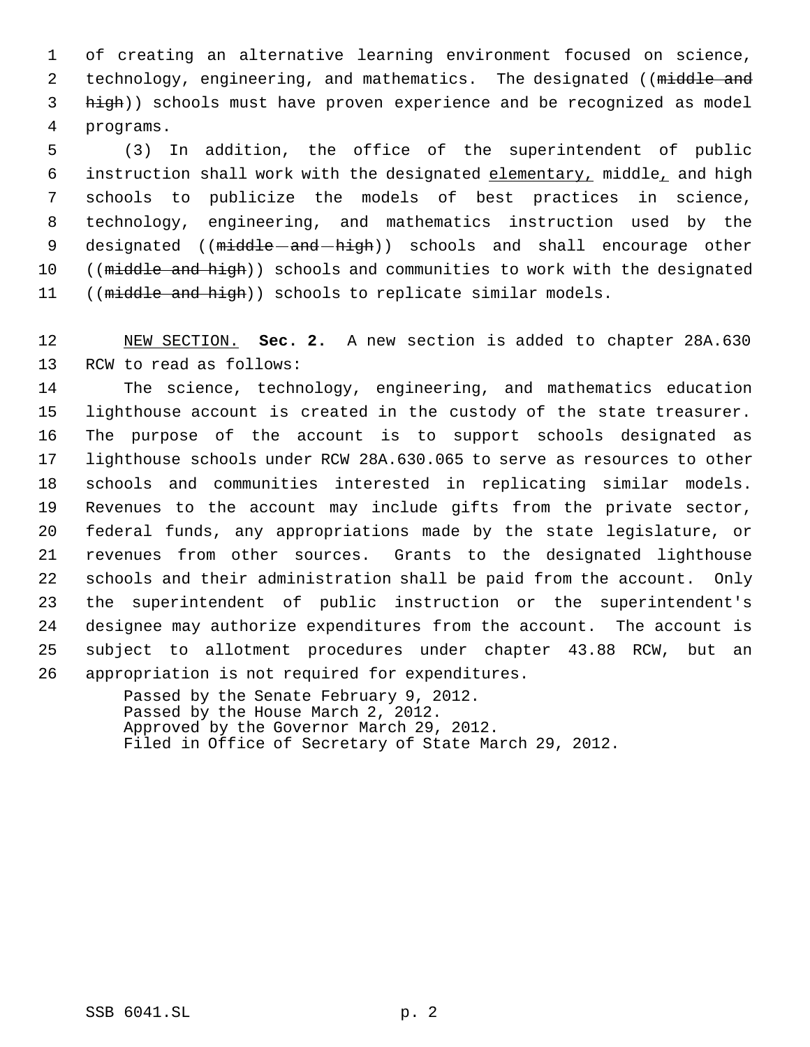of creating an alternative learning environment focused on science, technology, engineering, and mathematics. The designated ((~~middle and high~~)) schools must have proven experience and be recognized as model programs.

(3) In addition, the office of the superintendent of public instruction shall work with the designated <u>elementary,</u> middle<u>,</u> and high schools to publicize the models of best practices in science, technology, engineering, and mathematics instruction used by the designated ((~~middle and high~~)) schools and shall encourage other ((~~middle and high~~)) schools and communities to work with the designated ((~~middle and high~~)) schools to replicate similar models.

<u>NEW SECTION.</u> **Sec. 2.** A new section is added to chapter 28A.630 RCW to read as follows:

The science, technology, engineering, and mathematics education lighthouse account is created in the custody of the state treasurer. The purpose of the account is to support schools designated as lighthouse schools under RCW 28A.630.065 to serve as resources to other schools and communities interested in replicating similar models. Revenues to the account may include gifts from the private sector, federal funds, any appropriations made by the state legislature, or revenues from other sources. Grants to the designated lighthouse schools and their administration shall be paid from the account. Only the superintendent of public instruction or the superintendent's designee may authorize expenditures from the account. The account is subject to allotment procedures under chapter 43.88 RCW, but an appropriation is not required for expenditures.

Passed by the Senate February 9, 2012.
Passed by the House March 2, 2012.
Approved by the Governor March 29, 2012.
Filed in Office of Secretary of State March 29, 2012.